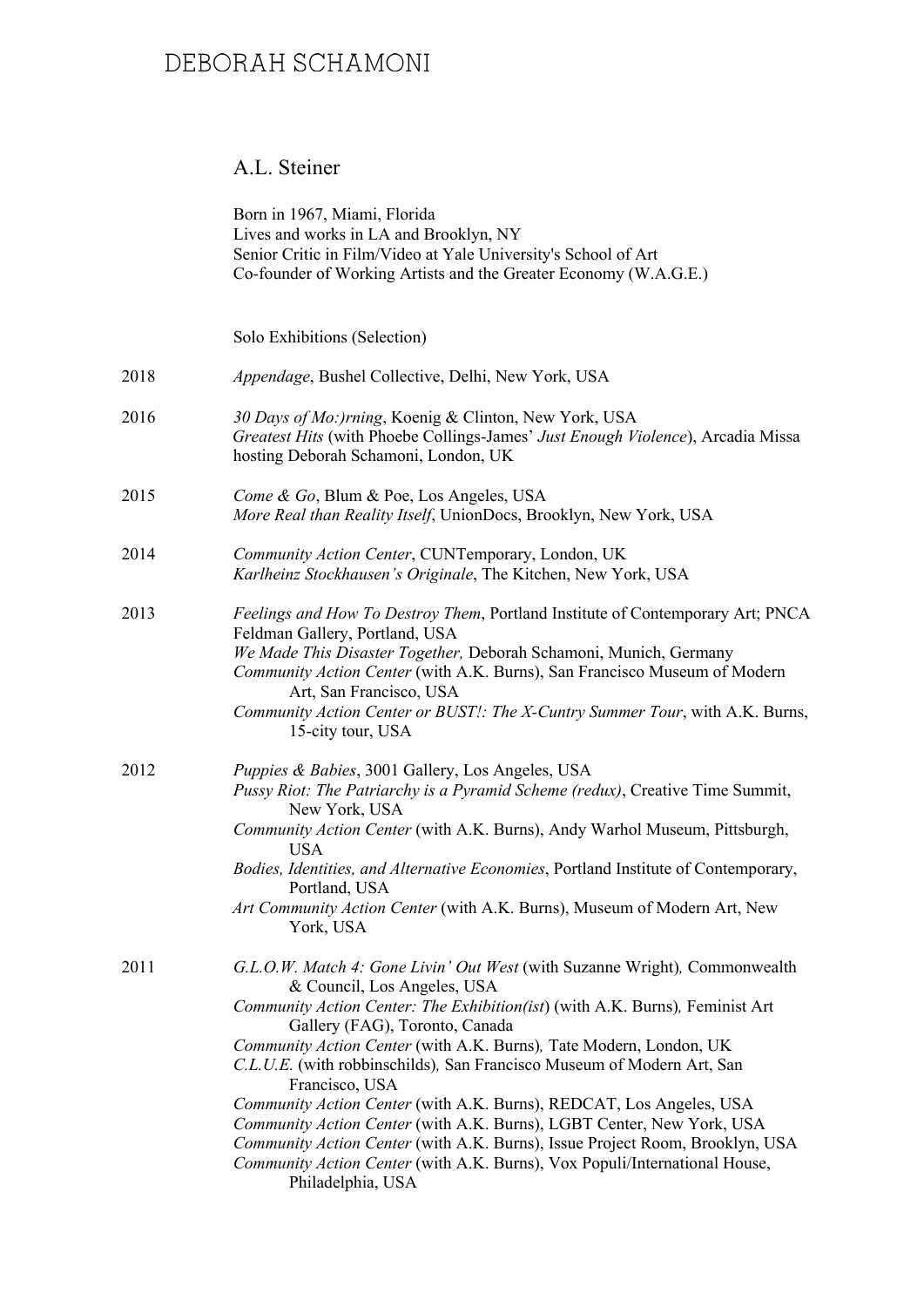# A.L. Steiner

Born in 1967, Miami, Florida
Lives and works in LA and Brooklyn, NY
Senior Critic in Film/Video at Yale University's School of Art
Co-founder of Working Artists and the Greater Economy (W.A.G.E.)

## Solo Exhibitions (Selection)

**2018**

*Appendage*, Bushel Collective, Delhi, New York, USA

**2016**

*30 Days of Mo:)rning*, Koenig & Clinton, New York, USA
*Greatest Hits* (with Phoebe Collings-James' *Just Enough Violence*), Arcadia Missa hosting Deborah Schamoni, London, UK

**2015**

*Come & Go*, Blum & Poe, Los Angeles, USA
*More Real than Reality Itself*, UnionDocs, Brooklyn, New York, USA

**2014**

*Community Action Center*, CUNTemporary, London, UK
*Karlheinz Stockhausen's Originale*, The Kitchen, New York, USA

**2013**

*Feelings and How To Destroy Them*, Portland Institute of Contemporary Art; PNCA Feldman Gallery, Portland, USA
*We Made This Disaster Together,* Deborah Schamoni, Munich, Germany
*Community Action Center* (with A.K. Burns), San Francisco Museum of Modern Art, San Francisco, USA
*Community Action Center or BUST!: The X-Cuntry Summer Tour*, with A.K. Burns, 15-city tour, USA

**2012**

*Puppies & Babies*, 3001 Gallery, Los Angeles, USA
*Pussy Riot: The Patriarchy is a Pyramid Scheme (redux)*, Creative Time Summit, New York, USA
*Community Action Center* (with A.K. Burns), Andy Warhol Museum, Pittsburgh, USA
*Bodies, Identities, and Alternative Economies*, Portland Institute of Contemporary, Portland, USA
*Art Community Action Center* (with A.K. Burns), Museum of Modern Art, New York, USA

**2011**

*G.L.O.W. Match 4: Gone Livin' Out West* (with Suzanne Wright)*,* Commonwealth & Council, Los Angeles, USA
*Community Action Center: The Exhibition(ist*) (with A.K. Burns)*,* Feminist Art Gallery (FAG), Toronto, Canada
*Community Action Center* (with A.K. Burns)*,* Tate Modern, London, UK
*C.L.U.E.* (with robbinschilds)*,* San Francisco Museum of Modern Art, San Francisco, USA
*Community Action Center* (with A.K. Burns), REDCAT, Los Angeles, USA
*Community Action Center* (with A.K. Burns), LGBT Center, New York, USA
*Community Action Center* (with A.K. Burns), Issue Project Room, Brooklyn, USA
*Community Action Center* (with A.K. Burns), Vox Populi/International House, Philadelphia, USA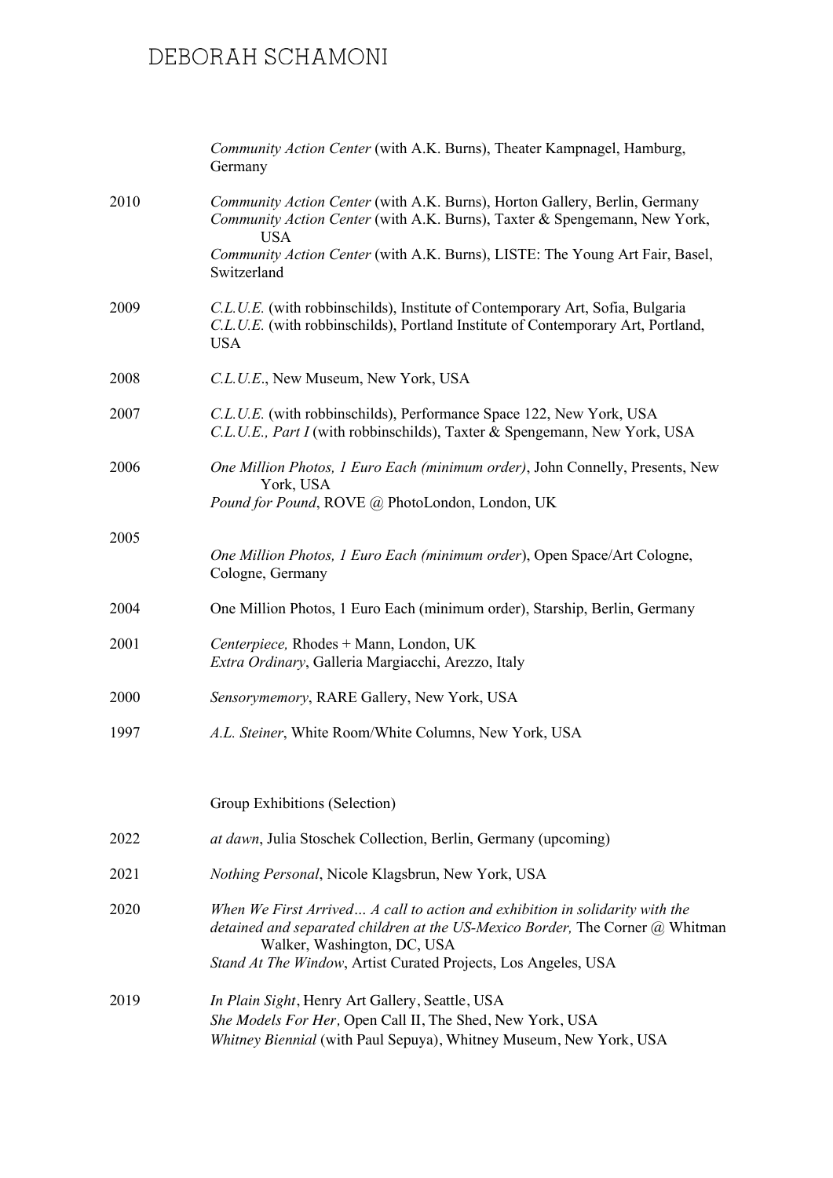| | |
|---|---|
| | *Community Action Center* (with A.K. Burns), Theater Kampnagel, Hamburg, Germany |
| 2010 | *Community Action Center* (with A.K. Burns), Horton Gallery, Berlin, Germany |
| | *Community Action Center* (with A.K. Burns), Taxter & Spengemann, New York, USA |
| | *Community Action Center* (with A.K. Burns), LISTE: The Young Art Fair, Basel, Switzerland |
| 2009 | *C.L.U.E.* (with robbinschilds), Institute of Contemporary Art, Sofia, Bulgaria |
| | *C.L.U.E.* (with robbinschilds), Portland Institute of Contemporary Art, Portland, USA |
| 2008 | *C.L.U.E*., New Museum, New York, USA |
| 2007 | *C.L.U.E.* (with robbinschilds), Performance Space 122, New York, USA |
| | *C.L.U.E., Part I* (with robbinschilds), Taxter & Spengemann, New York, USA |
| 2006 | *One Million Photos, 1 Euro Each (minimum order)*, John Connelly, Presents, New York, USA |
| | *Pound for Pound*, ROVE @ PhotoLondon, London, UK |
| 2005 | *One Million Photos, 1 Euro Each (minimum order*), Open Space/Art Cologne, Cologne, Germany |
| 2004 | One Million Photos, 1 Euro Each (minimum order), Starship, Berlin, Germany |
| 2001 | *Centerpiece,* Rhodes + Mann, London, UK |
| | *Extra Ordinary*, Galleria Margiacchi, Arezzo, Italy |
| 2000 | *Sensorymemory*, RARE Gallery, New York, USA |
| 1997 | *A.L. Steiner*, White Room/White Columns, New York, USA |

## Group Exhibitions (Selection)

| | |
|---|---|
| 2022 | *at dawn*, Julia Stoschek Collection, Berlin, Germany (upcoming) |
| 2021 | *Nothing Personal*, Nicole Klagsbrun, New York, USA |
| 2020 | *When We First Arrived… A call to action and exhibition in solidarity with the detained and separated children at the US-Mexico Border,* The Corner @ Whitman Walker, Washington, DC, USA |
| | *Stand At The Window*, Artist Curated Projects, Los Angeles, USA |
| 2019 | *In Plain Sight*, Henry Art Gallery, Seattle, USA |
| | *She Models For Her,* Open Call II, The Shed, New York, USA |
| | *Whitney Biennial* (with Paul Sepuya), Whitney Museum, New York, USA |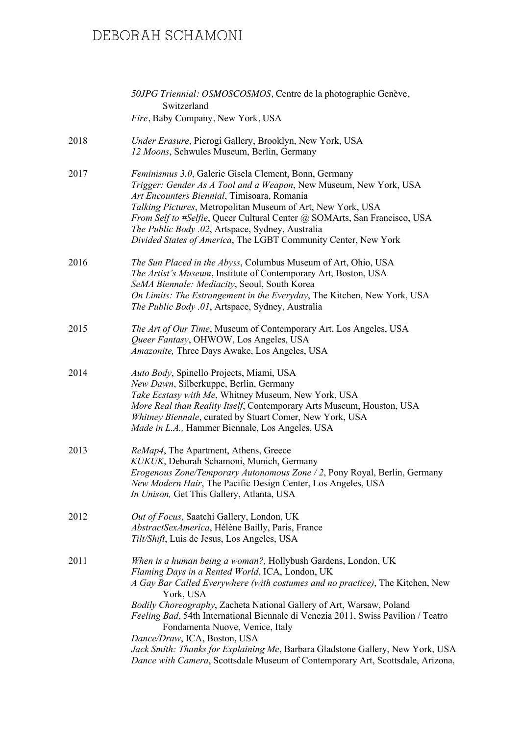| | |
|---|---|
| | *50JPG Triennial: OSMOSCOSMOS*, Centre de la photographie Genève, Switzerland |
| | *Fire*, Baby Company, New York, USA |
| 2018 | *Under Erasure*, Pierogi Gallery, Brooklyn, New York, USA |
| | *12 Moons*, Schwules Museum, Berlin, Germany |
| 2017 | *Feminismus 3.0*, Galerie Gisela Clement, Bonn, Germany |
| | *Trigger: Gender As A Tool and a Weapon*, New Museum, New York, USA |
| | *Art Encounters Biennial*, Timisoara, Romania |
| | *Talking Pictures*, Metropolitan Museum of Art, New York, USA |
| | *From Self to #Selfie*, Queer Cultural Center @ SOMArts, San Francisco, USA |
| | *The Public Body .02*, Artspace, Sydney, Australia |
| | *Divided States of America*, The LGBT Community Center, New York |
| 2016 | *The Sun Placed in the Abyss*, Columbus Museum of Art, Ohio, USA |
| | *The Artist's Museum*, Institute of Contemporary Art, Boston, USA |
| | *SeMA Biennale: Mediacity*, Seoul, South Korea |
| | *On Limits: The Estrangement in the Everyday*, The Kitchen, New York, USA |
| | *The Public Body .01*, Artspace, Sydney, Australia |
| 2015 | *The Art of Our Time*, Museum of Contemporary Art, Los Angeles, USA |
| | *Queer Fantasy*, OHWOW, Los Angeles, USA |
| | *Amazonite,* Three Days Awake, Los Angeles, USA |
| 2014 | *Auto Body*, Spinello Projects, Miami, USA |
| | *New Dawn*, Silberkuppe, Berlin, Germany |
| | *Take Ecstasy with Me*, Whitney Museum, New York, USA |
| | *More Real than Reality Itself*, Contemporary Arts Museum, Houston, USA |
| | *Whitney Biennale*, curated by Stuart Comer, New York, USA |
| | *Made in L.A.,* Hammer Biennale, Los Angeles, USA |
| 2013 | *ReMap4*, The Apartment, Athens, Greece |
| | *KUKUK*, Deborah Schamoni, Munich, Germany |
| | *Erogenous Zone/Temporary Autonomous Zone / 2*, Pony Royal, Berlin, Germany |
| | *New Modern Hair*, The Pacific Design Center, Los Angeles, USA |
| | *In Unison,* Get This Gallery, Atlanta, USA |
| 2012 | *Out of Focus*, Saatchi Gallery, London, UK |
| | *AbstractSexAmerica*, Hélène Bailly, Paris, France |
| | *Tilt/Shift*, Luis de Jesus, Los Angeles, USA |
| 2011 | *When is a human being a woman?,* Hollybush Gardens, London, UK |
| | *Flaming Days in a Rented World*, ICA, London, UK |
| | *A Gay Bar Called Everywhere (with costumes and no practice)*, The Kitchen, New York, USA |
| | *Bodily Choreography*, Zacheta National Gallery of Art, Warsaw, Poland |
| | *Feeling Bad*, 54th International Biennale di Venezia 2011, Swiss Pavilion / Teatro Fondamenta Nuove, Venice, Italy |
| | *Dance/Draw*, ICA, Boston, USA |
| | *Jack Smith: Thanks for Explaining Me*, Barbara Gladstone Gallery, New York, USA |
| | *Dance with Camera*, Scottsdale Museum of Contemporary Art, Scottsdale, Arizona, |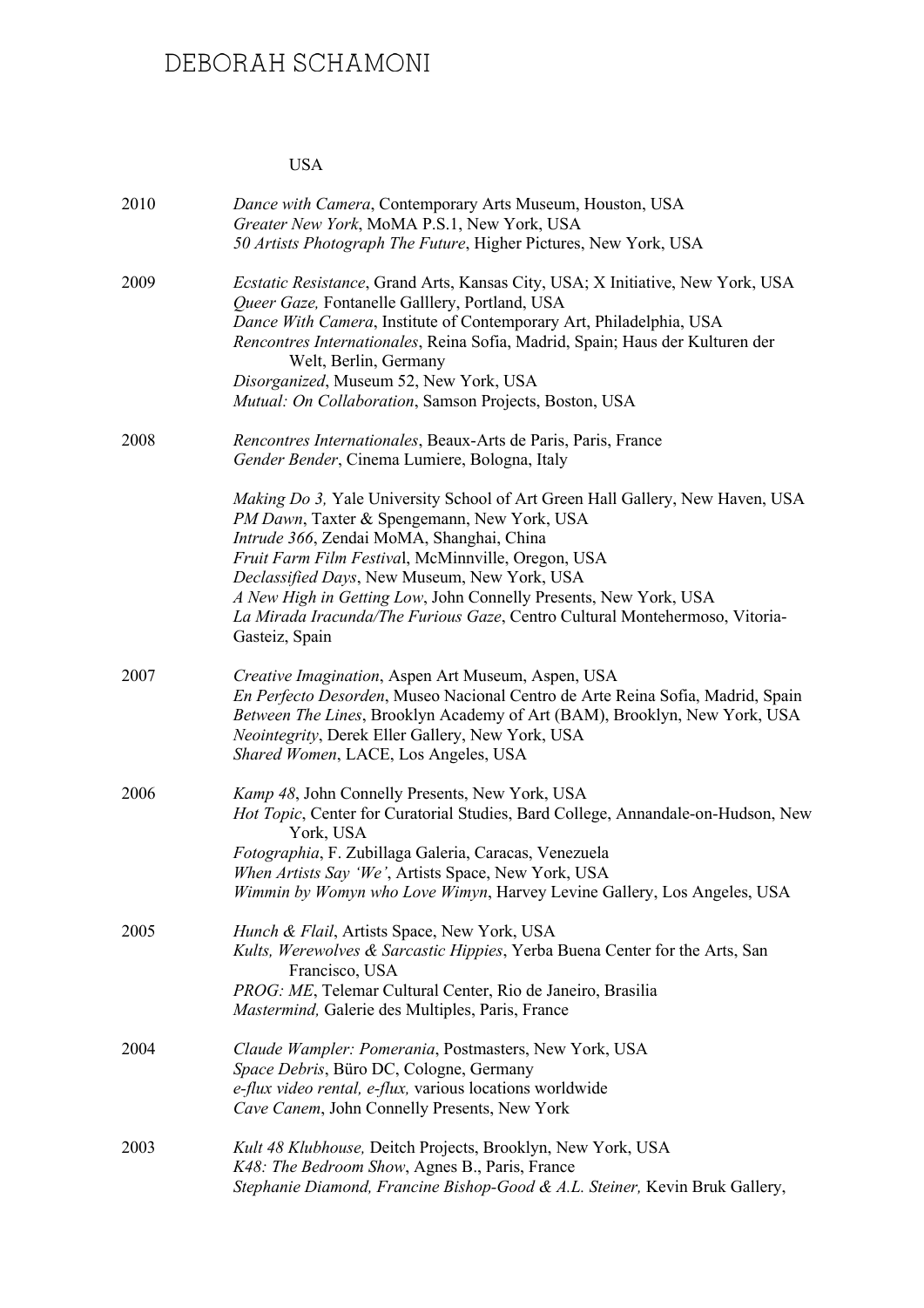USA

2010
*Dance with Camera*, Contemporary Arts Museum, Houston, USA
*Greater New York*, MoMA P.S.1, New York, USA
*50 Artists Photograph The Future*, Higher Pictures, New York, USA

2009
*Ecstatic Resistance*, Grand Arts, Kansas City, USA; X Initiative, New York, USA
*Queer Gaze,* Fontanelle Galllery, Portland, USA
*Dance With Camera*, Institute of Contemporary Art, Philadelphia, USA
*Rencontres Internationales*, Reina Sofia, Madrid, Spain; Haus der Kulturen der Welt, Berlin, Germany
*Disorganized*, Museum 52, New York, USA
*Mutual: On Collaboration*, Samson Projects, Boston, USA

2008
*Rencontres Internationales*, Beaux-Arts de Paris, Paris, France
*Gender Bender*, Cinema Lumiere, Bologna, Italy

*Making Do 3,* Yale University School of Art Green Hall Gallery, New Haven, USA
*PM Dawn*, Taxter & Spengemann, New York, USA
*Intrude 366*, Zendai MoMA, Shanghai, China
*Fruit Farm Film Festiva*l, McMinnville, Oregon, USA
*Declassified Days*, New Museum, New York, USA
*A New High in Getting Low*, John Connelly Presents, New York, USA
*La Mirada Iracunda/The Furious Gaze*, Centro Cultural Montehermoso, Vitoria-Gasteiz, Spain

2007
*Creative Imagination*, Aspen Art Museum, Aspen, USA
*En Perfecto Desorden*, Museo Nacional Centro de Arte Reina Sofia, Madrid, Spain
*Between The Lines*, Brooklyn Academy of Art (BAM), Brooklyn, New York, USA
*Neointegrity*, Derek Eller Gallery, New York, USA
*Shared Women*, LACE, Los Angeles, USA

2006
*Kamp 48*, John Connelly Presents, New York, USA
*Hot Topic*, Center for Curatorial Studies, Bard College, Annandale-on-Hudson, New York, USA
*Fotographia*, F. Zubillaga Galeria, Caracas, Venezuela
*When Artists Say 'We'*, Artists Space, New York, USA
*Wimmin by Womyn who Love Wimyn*, Harvey Levine Gallery, Los Angeles, USA

2005
*Hunch & Flail*, Artists Space, New York, USA
*Kults, Werewolves & Sarcastic Hippies*, Yerba Buena Center for the Arts, San Francisco, USA
*PROG: ME*, Telemar Cultural Center, Rio de Janeiro, Brasilia
*Mastermind,* Galerie des Multiples, Paris, France

2004
*Claude Wampler: Pomerania*, Postmasters, New York, USA
*Space Debris*, Büro DC, Cologne, Germany
*e-flux video rental, e-flux,* various locations worldwide
*Cave Canem*, John Connelly Presents, New York

2003
*Kult 48 Klubhouse,* Deitch Projects, Brooklyn, New York, USA
*K48: The Bedroom Show*, Agnes B., Paris, France
*Stephanie Diamond, Francine Bishop-Good & A.L. Steiner,* Kevin Bruk Gallery,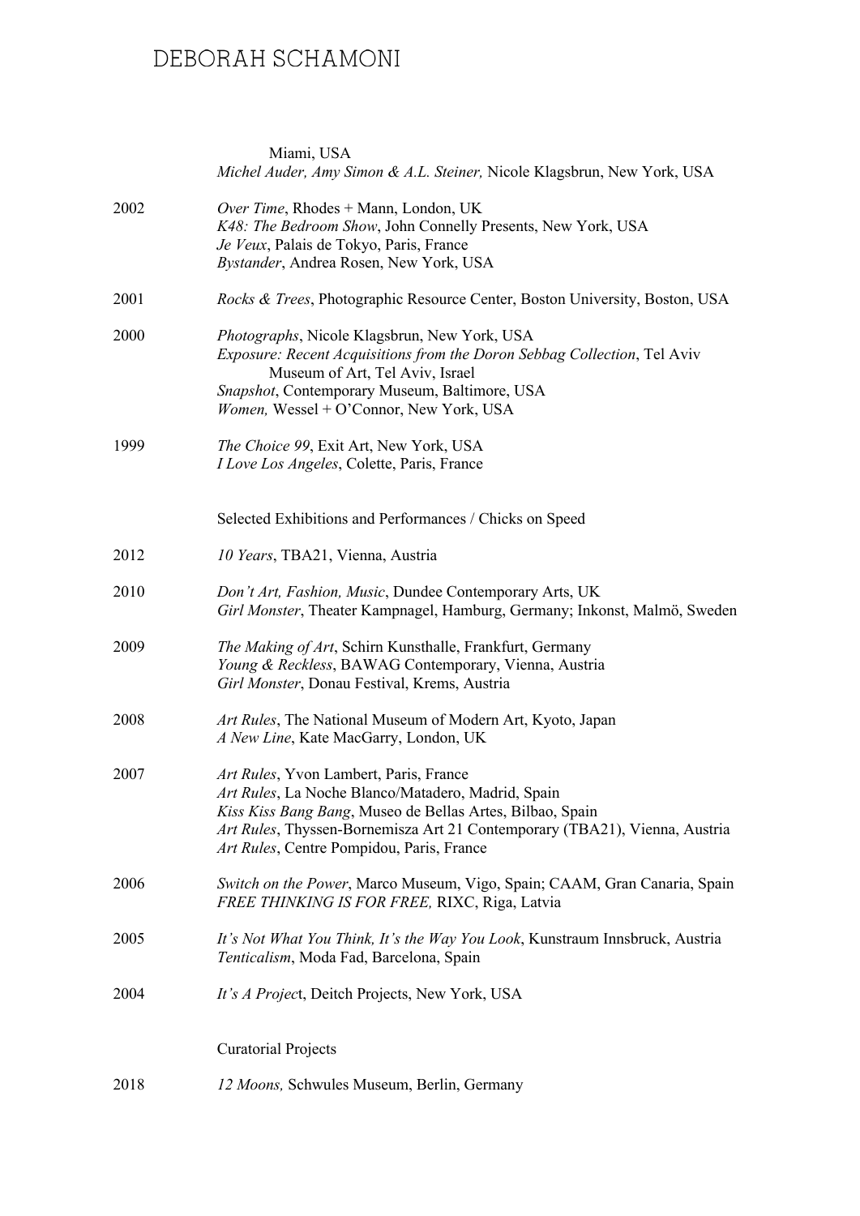Miami, USA
*Michel Auder, Amy Simon & A.L. Steiner,* Nicole Klagsbrun, New York, USA

2002 *Over Time*, Rhodes + Mann, London, UK
*K48: The Bedroom Show*, John Connelly Presents, New York, USA
*Je Veux*, Palais de Tokyo, Paris, France
*Bystander*, Andrea Rosen, New York, USA

2001 *Rocks & Trees*, Photographic Resource Center, Boston University, Boston, USA

2000 *Photographs*, Nicole Klagsbrun, New York, USA
*Exposure: Recent Acquisitions from the Doron Sebbag Collection*, Tel Aviv Museum of Art, Tel Aviv, Israel
*Snapshot*, Contemporary Museum, Baltimore, USA
*Women,* Wessel + O'Connor, New York, USA

1999 *The Choice 99*, Exit Art, New York, USA
*I Love Los Angeles*, Colette, Paris, France

## Selected Exhibitions and Performances / Chicks on Speed

2012 *10 Years*, TBA21, Vienna, Austria

2010 *Don't Art, Fashion, Music*, Dundee Contemporary Arts, UK
*Girl Monster*, Theater Kampnagel, Hamburg, Germany; Inkonst, Malmö, Sweden

2009 *The Making of Art*, Schirn Kunsthalle, Frankfurt, Germany
*Young & Reckless*, BAWAG Contemporary, Vienna, Austria
*Girl Monster*, Donau Festival, Krems, Austria

2008 *Art Rules*, The National Museum of Modern Art, Kyoto, Japan
*A New Line*, Kate MacGarry, London, UK

2007 *Art Rules*, Yvon Lambert, Paris, France
*Art Rules*, La Noche Blanco/Matadero, Madrid, Spain
*Kiss Kiss Bang Bang*, Museo de Bellas Artes, Bilbao, Spain
*Art Rules*, Thyssen-Bornemisza Art 21 Contemporary (TBA21), Vienna, Austria
*Art Rules*, Centre Pompidou, Paris, France

2006 *Switch on the Power*, Marco Museum, Vigo, Spain; CAAM, Gran Canaria, Spain
*FREE THINKING IS FOR FREE,* RIXC, Riga, Latvia

2005 *It's Not What You Think, It's the Way You Look*, Kunstraum Innsbruck, Austria
*Tenticalism*, Moda Fad, Barcelona, Spain

2004 *It's A Project*, Deitch Projects, New York, USA

## Curatorial Projects

2018 *12 Moons,* Schwules Museum, Berlin, Germany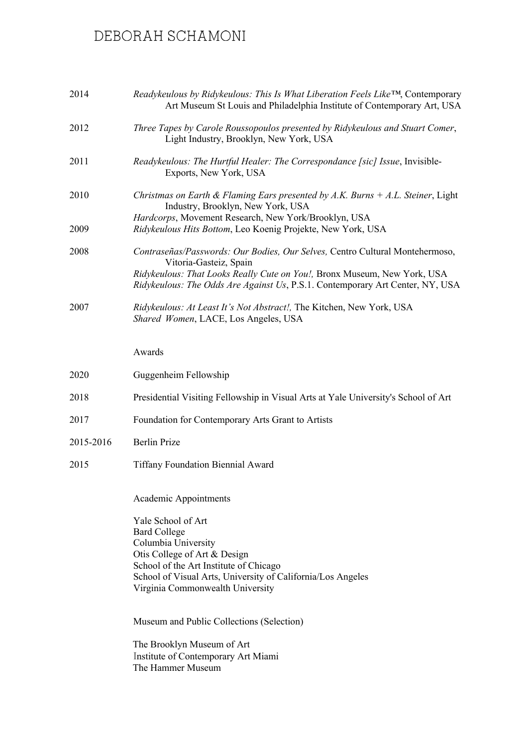| | |
|---|---|
| 2014 | *Readykeulous by Ridykeulous: This Is What Liberation Feels Like™*, Contemporary Art Museum St Louis and Philadelphia Institute of Contemporary Art, USA |
| 2012 | *Three Tapes by Carole Roussopoulos presented by Ridykeulous and Stuart Comer*, Light Industry, Brooklyn, New York, USA |
| 2011 | *Readykeulous: The Hurtful Healer: The Correspondance [sic] Issue*, Invisible-Exports, New York, USA |
| 2010 | *Christmas on Earth & Flaming Ears presented by A.K. Burns + A.L. Steiner*, Light Industry, Brooklyn, New York, USA |
| | *Hardcorps*, Movement Research, New York/Brooklyn, USA |
| 2009 | *Ridykeulous Hits Bottom*, Leo Koenig Projekte, New York, USA |
| 2008 | *Contraseñas/Passwords: Our Bodies, Our Selves,* Centro Cultural Montehermoso, Vitoria-Gasteiz, Spain |
| | *Ridykeulous: That Looks Really Cute on You!,* Bronx Museum, New York, USA |
| | *Ridykeulous: The Odds Are Against Us*, P.S.1. Contemporary Art Center, NY, USA |
| 2007 | *Ridykeulous: At Least It's Not Abstract!,* The Kitchen, New York, USA |
| | *Shared Women*, LACE, Los Angeles, USA |

## Awards

| | |
|---|---|
| 2020 | Guggenheim Fellowship |
| 2018 | Presidential Visiting Fellowship in Visual Arts at Yale University's School of Art |
| 2017 | Foundation for Contemporary Arts Grant to Artists |
| 2015-2016 | Berlin Prize |
| 2015 | Tiffany Foundation Biennial Award |

## Academic Appointments

Yale School of Art
Bard College
Columbia University
Otis College of Art & Design
School of the Art Institute of Chicago
School of Visual Arts, University of California/Los Angeles
Virginia Commonwealth University

## Museum and Public Collections (Selection)

The Brooklyn Museum of Art
Institute of Contemporary Art Miami
The Hammer Museum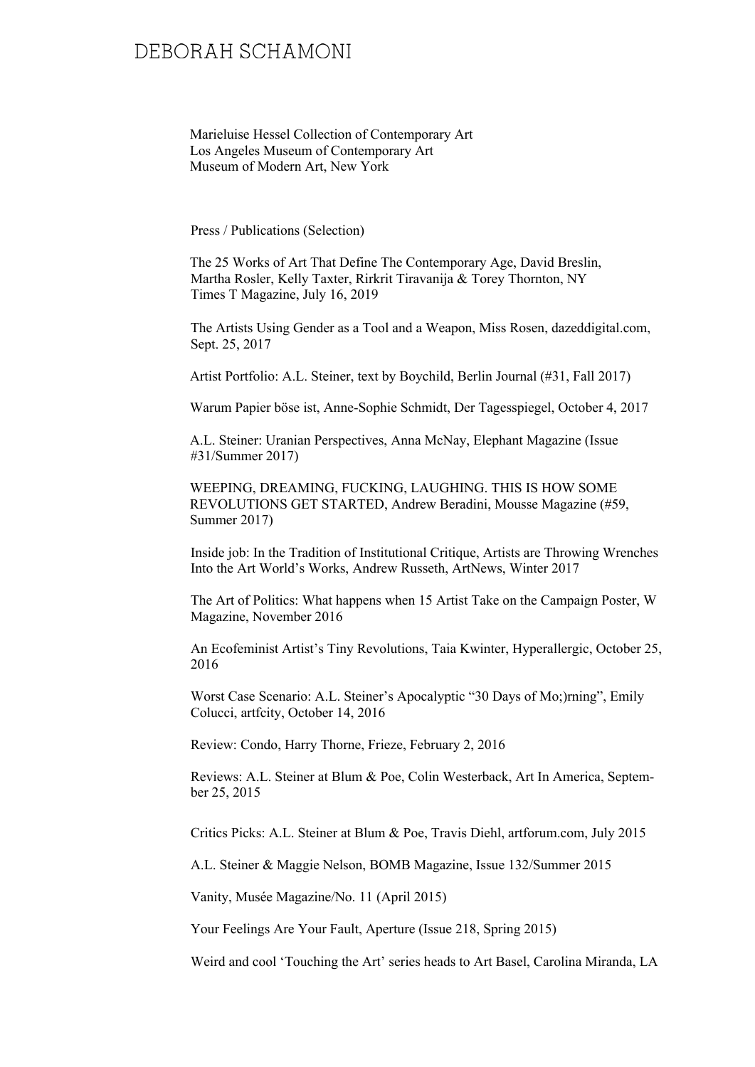Marieluise Hessel Collection of Contemporary Art
Los Angeles Museum of Contemporary Art
Museum of Modern Art, New York

Press / Publications (Selection)

The 25 Works of Art That Define The Contemporary Age, David Breslin, Martha Rosler, Kelly Taxter, Rirkrit Tiravanija & Torey Thornton, NY Times T Magazine, July 16, 2019

The Artists Using Gender as a Tool and a Weapon, Miss Rosen, dazeddigital.com, Sept. 25, 2017

Artist Portfolio: A.L. Steiner, text by Boychild, Berlin Journal (#31, Fall 2017)

Warum Papier böse ist, Anne-Sophie Schmidt, Der Tagesspiegel, October 4, 2017

A.L. Steiner: Uranian Perspectives, Anna McNay, Elephant Magazine (Issue #31/Summer 2017)

WEEPING, DREAMING, FUCKING, LAUGHING. THIS IS HOW SOME REVOLUTIONS GET STARTED, Andrew Beradini, Mousse Magazine (#59, Summer 2017)

Inside job: In the Tradition of Institutional Critique, Artists are Throwing Wrenches Into the Art World's Works, Andrew Russeth, ArtNews, Winter 2017

The Art of Politics: What happens when 15 Artist Take on the Campaign Poster, W Magazine, November 2016

An Ecofeminist Artist's Tiny Revolutions, Taia Kwinter, Hyperallergic, October 25, 2016

Worst Case Scenario: A.L. Steiner's Apocalyptic "30 Days of Mo;)rning", Emily Colucci, artfcity, October 14, 2016

Review: Condo, Harry Thorne, Frieze, February 2, 2016

Reviews: A.L. Steiner at Blum & Poe, Colin Westerback, Art In America, September 25, 2015

Critics Picks: A.L. Steiner at Blum & Poe, Travis Diehl, artforum.com, July 2015

A.L. Steiner & Maggie Nelson, BOMB Magazine, Issue 132/Summer 2015

Vanity, Musée Magazine/No. 11 (April 2015)

Your Feelings Are Your Fault, Aperture (Issue 218, Spring 2015)

Weird and cool 'Touching the Art' series heads to Art Basel, Carolina Miranda, LA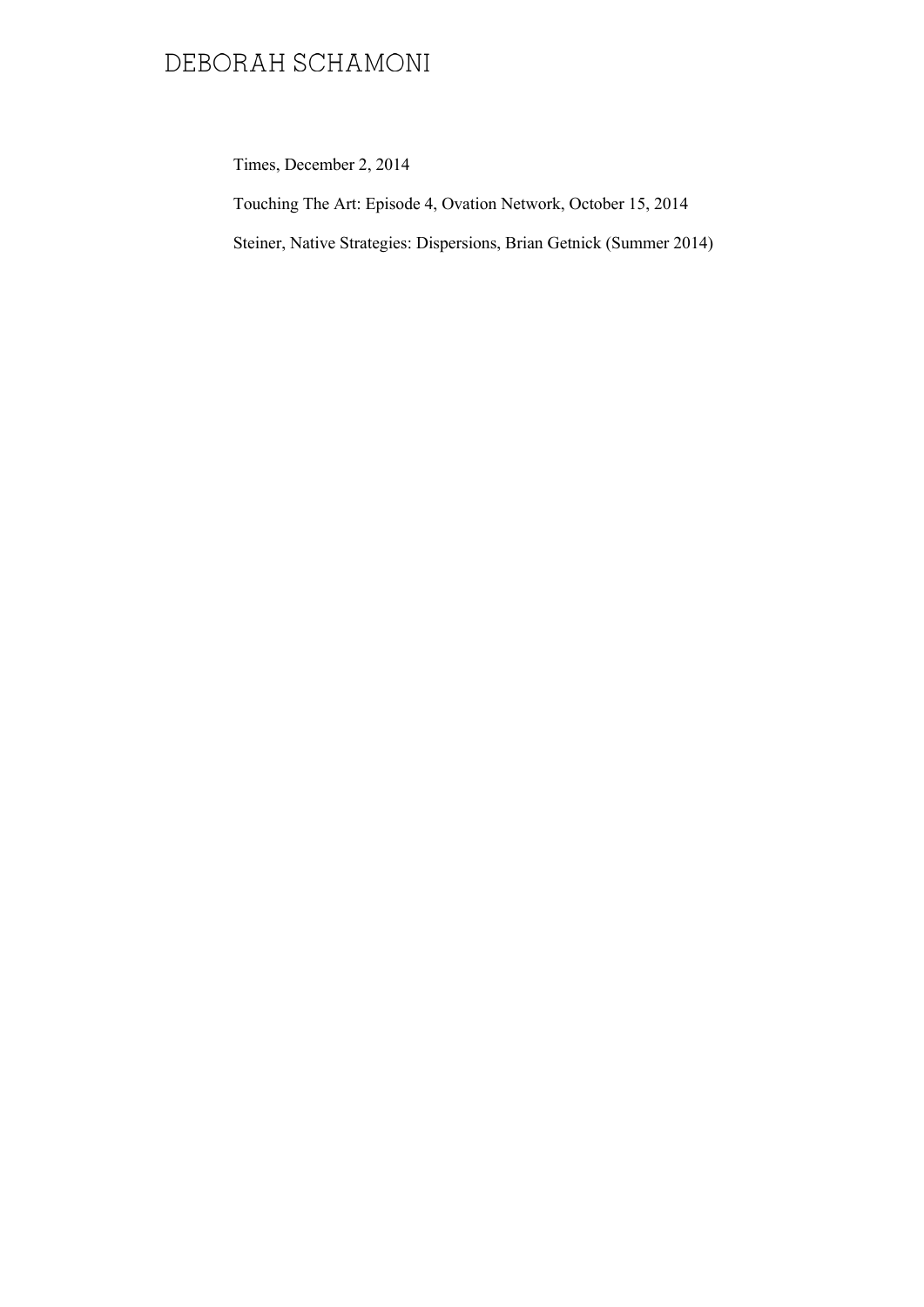Times, December 2, 2014

Touching The Art: Episode 4, Ovation Network, October 15, 2014

Steiner, Native Strategies: Dispersions, Brian Getnick (Summer 2014)